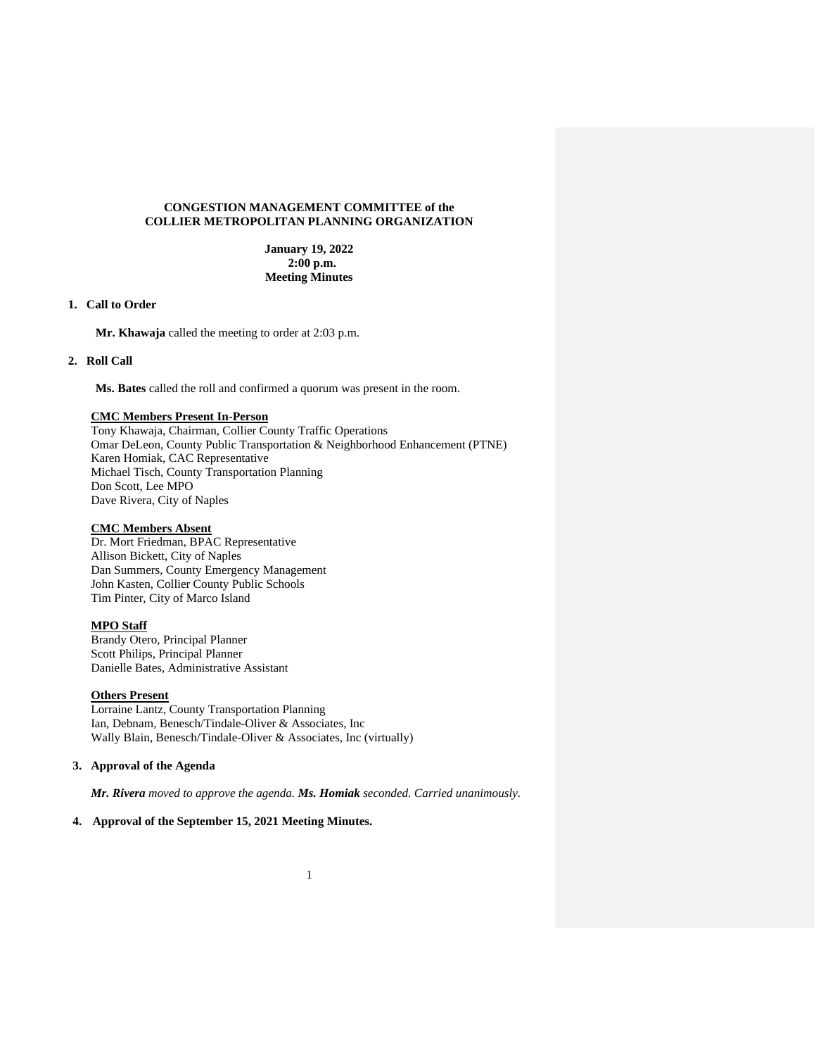**CONGESTION MANAGEMENT COMMITTEE of the**
**COLLIER METROPOLITAN PLANNING ORGANIZATION**

**January 19, 2022**
**2:00 p.m.**
**Meeting Minutes**

## 1. Call to Order

**Mr. Khawaja** called the meeting to order at 2:03 p.m.

## 2. Roll Call

**Ms. Bates** called the roll and confirmed a quorum was present in the room.

**CMC Members Present In-Person**

Tony Khawaja, Chairman, Collier County Traffic Operations
Omar DeLeon, County Public Transportation & Neighborhood Enhancement (PTNE)
Karen Homiak, CAC Representative
Michael Tisch, County Transportation Planning
Don Scott, Lee MPO
Dave Rivera, City of Naples

**CMC Members Absent**

Dr. Mort Friedman, BPAC Representative
Allison Bickett, City of Naples
Dan Summers, County Emergency Management
John Kasten, Collier County Public Schools
Tim Pinter, City of Marco Island

**MPO Staff**

Brandy Otero, Principal Planner
Scott Philips, Principal Planner
Danielle Bates, Administrative Assistant

**Others Present**

Lorraine Lantz, County Transportation Planning
Ian, Debnam, Benesch/Tindale-Oliver & Associates, Inc
Wally Blain, Benesch/Tindale-Oliver & Associates, Inc (virtually)

## 3. Approval of the Agenda

***Mr. Rivera** moved to approve the agenda. **Ms. Homiak** seconded. Carried unanimously.*

## 4. Approval of the September 15, 2021 Meeting Minutes.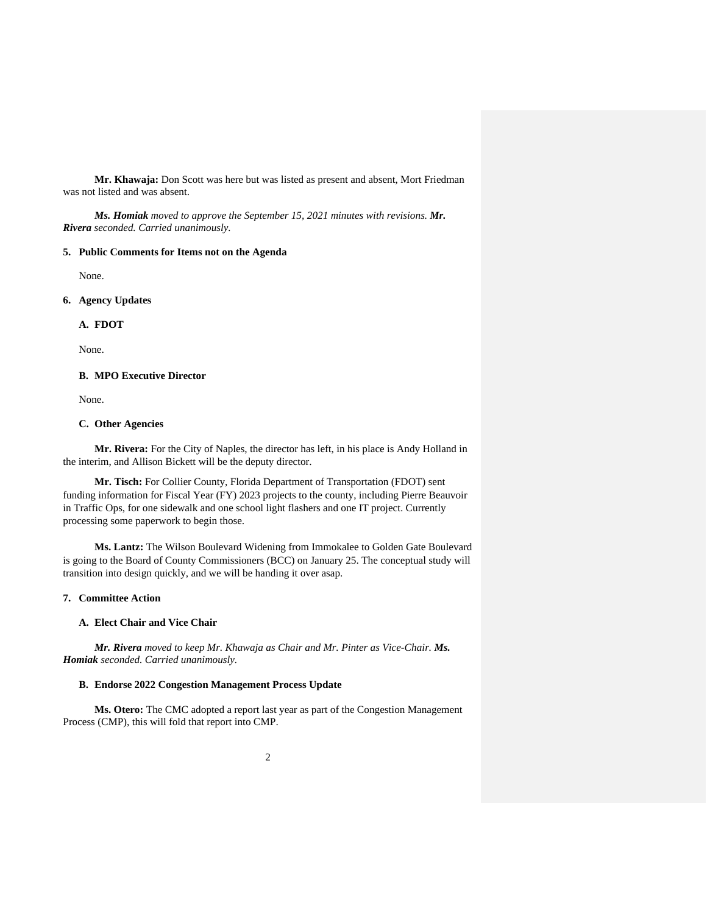**Mr. Khawaja:** Don Scott was here but was listed as present and absent, Mort Friedman was not listed and was absent.

***Ms. Homiak** moved to approve the September 15, 2021 minutes with revisions. **Mr. Rivera** seconded. Carried unanimously.*

## 5. Public Comments for Items not on the Agenda

None.

## 6. Agency Updates

### A. FDOT

None.

### B. MPO Executive Director

None.

### C. Other Agencies

**Mr. Rivera:** For the City of Naples, the director has left, in his place is Andy Holland in the interim, and Allison Bickett will be the deputy director.

**Mr. Tisch:** For Collier County, Florida Department of Transportation (FDOT) sent funding information for Fiscal Year (FY) 2023 projects to the county, including Pierre Beauvoir in Traffic Ops, for one sidewalk and one school light flashers and one IT project. Currently processing some paperwork to begin those.

**Ms. Lantz:** The Wilson Boulevard Widening from Immokalee to Golden Gate Boulevard is going to the Board of County Commissioners (BCC) on January 25. The conceptual study will transition into design quickly, and we will be handing it over asap.

## 7. Committee Action

### A. Elect Chair and Vice Chair

***Mr. Rivera** moved to keep Mr. Khawaja as Chair and Mr. Pinter as Vice-Chair. **Ms. Homiak** seconded. Carried unanimously.*

### B. Endorse 2022 Congestion Management Process Update

**Ms. Otero:** The CMC adopted a report last year as part of the Congestion Management Process (CMP), this will fold that report into CMP.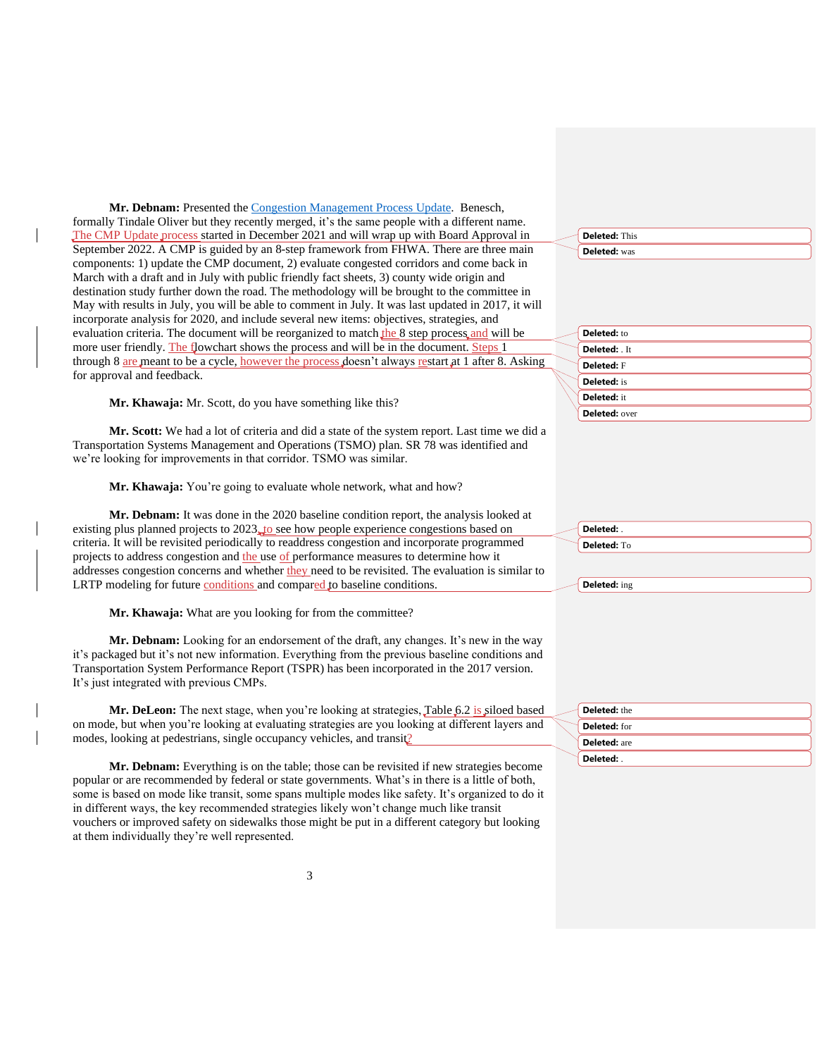**Mr. Debnam:** Presented the Congestion Management Process Update. Benesch, formally Tindale Oliver but they recently merged, it's the same people with a different name. The CMP Update process started in December 2021 and will wrap up with Board Approval in September 2022. A CMP is guided by an 8-step framework from FHWA. There are three main components: 1) update the CMP document, 2) evaluate congested corridors and come back in March with a draft and in July with public friendly fact sheets, 3) county wide origin and destination study further down the road. The methodology will be brought to the committee in May with results in July, you will be able to comment in July. It was last updated in 2017, it will incorporate analysis for 2020, and include several new items: objectives, strategies, and evaluation criteria. The document will be reorganized to match the 8 step process and will be more user friendly. The flowchart shows the process and will be in the document. Steps 1 through 8 are meant to be a cycle, however the process doesn't always restart at 1 after 8. Asking for approval and feedback.

**Mr. Khawaja:** Mr. Scott, do you have something like this?

**Mr. Scott:** We had a lot of criteria and did a state of the system report. Last time we did a Transportation Systems Management and Operations (TSMO) plan. SR 78 was identified and we're looking for improvements in that corridor. TSMO was similar.

**Mr. Khawaja:** You're going to evaluate whole network, what and how?

**Mr. Debnam:** It was done in the 2020 baseline condition report, the analysis looked at existing plus planned projects to 2023, to see how people experience congestions based on criteria. It will be revisited periodically to readdress congestion and incorporate programmed projects to address congestion and the use of performance measures to determine how it addresses congestion concerns and whether they need to be revisited. The evaluation is similar to LRTP modeling for future conditions and compared to baseline conditions.

**Mr. Khawaja:** What are you looking for from the committee?

**Mr. Debnam:** Looking for an endorsement of the draft, any changes. It's new in the way it's packaged but it's not new information. Everything from the previous baseline conditions and Transportation System Performance Report (TSPR) has been incorporated in the 2017 version. It's just integrated with previous CMPs.

**Mr. DeLeon:** The next stage, when you're looking at strategies, Table 6.2 is siloed based on mode, but when you're looking at evaluating strategies are you looking at different layers and modes, looking at pedestrians, single occupancy vehicles, and transit?

**Mr. Debnam:** Everything is on the table; those can be revisited if new strategies become popular or are recommended by federal or state governments. What's in there is a little of both, some is based on mode like transit, some spans multiple modes like safety. It's organized to do it in different ways, the key recommended strategies likely won't change much like transit vouchers or improved safety on sidewalks those might be put in a different category but looking at them individually they're well represented.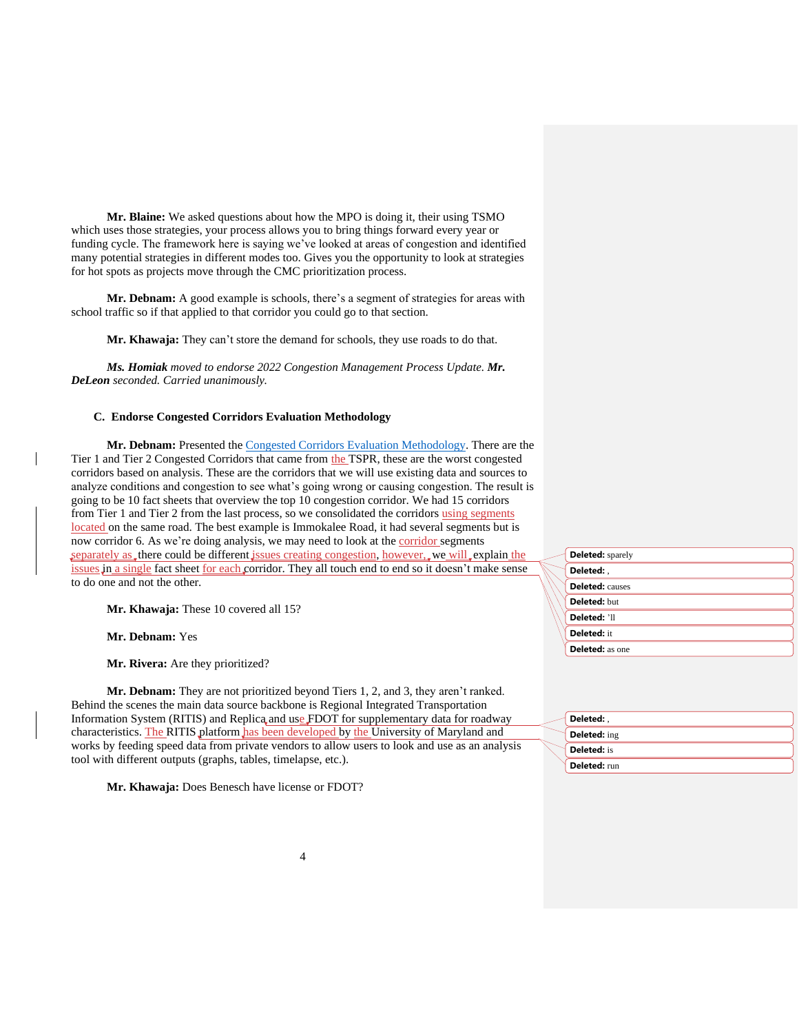**Mr. Blaine:** We asked questions about how the MPO is doing it, their using TSMO which uses those strategies, your process allows you to bring things forward every year or funding cycle. The framework here is saying we've looked at areas of congestion and identified many potential strategies in different modes too. Gives you the opportunity to look at strategies for hot spots as projects move through the CMC prioritization process.

**Mr. Debnam:** A good example is schools, there's a segment of strategies for areas with school traffic so if that applied to that corridor you could go to that section.

**Mr. Khawaja:** They can't store the demand for schools, they use roads to do that.

***Ms. Homiak** moved to endorse 2022 Congestion Management Process Update. **Mr. DeLeon** seconded. Carried unanimously.*

### C. Endorse Congested Corridors Evaluation Methodology

**Mr. Debnam:** Presented the Congested Corridors Evaluation Methodology. There are the Tier 1 and Tier 2 Congested Corridors that came from the TSPR, these are the worst congested corridors based on analysis. These are the corridors that we will use existing data and sources to analyze conditions and congestion to see what's going wrong or causing congestion. The result is going to be 10 fact sheets that overview the top 10 congestion corridor. We had 15 corridors from Tier 1 and Tier 2 from the last process, so we consolidated the corridors using segments located on the same road. The best example is Immokalee Road, it had several segments but is now corridor 6. As we're doing analysis, we may need to look at the corridor segments separately as there could be different issues creating congestion, however, we will explain the issues in a single fact sheet for each corridor. They all touch end to end so it doesn't make sense to do one and not the other.

**Mr. Khawaja:** These 10 covered all 15?

**Mr. Debnam:** Yes

**Mr. Rivera:** Are they prioritized?

**Mr. Debnam:** They are not prioritized beyond Tiers 1, 2, and 3, they aren't ranked. Behind the scenes the main data source backbone is Regional Integrated Transportation Information System (RITIS) and Replica and use FDOT for supplementary data for roadway characteristics. The RITIS platform has been developed by the University of Maryland and works by feeding speed data from private vendors to allow users to look and use as an analysis tool with different outputs (graphs, tables, timelapse, etc.).

**Mr. Khawaja:** Does Benesch have license or FDOT?

Deleted: sparely
Deleted: ,
Deleted: causes
Deleted: but
Deleted: 'll
Deleted: it
Deleted: as one
Deleted: ,
Deleted: ing
Deleted: is
Deleted: run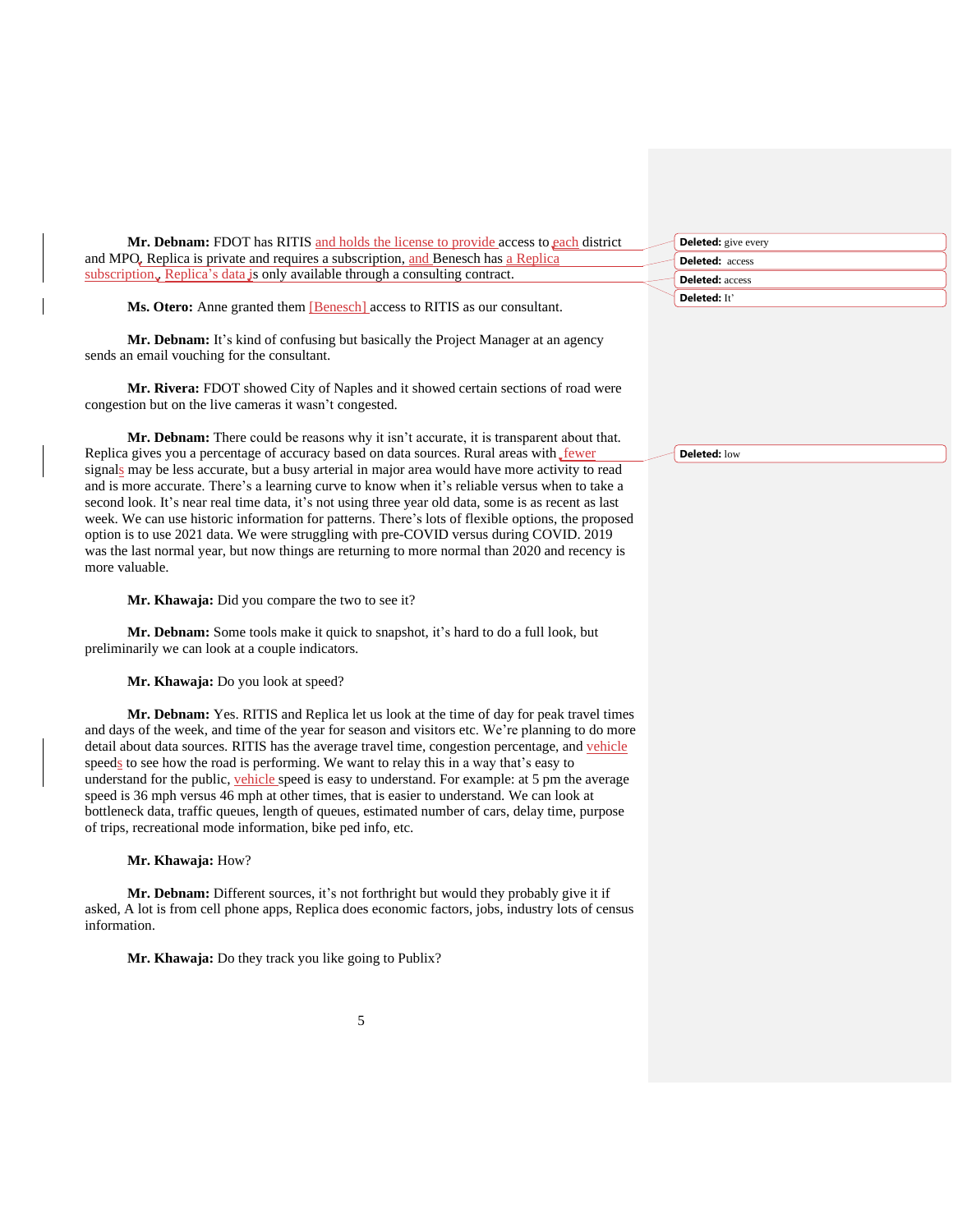**Mr. Debnam:** FDOT has RITIS and holds the license to provide access to each district and MPO. Replica is private and requires a subscription, and Benesch has a Replica subscription. Replica's data is only available through a consulting contract.

**Ms. Otero:** Anne granted them [Benesch] access to RITIS as our consultant.

**Mr. Debnam:** It's kind of confusing but basically the Project Manager at an agency sends an email vouching for the consultant.

**Mr. Rivera:** FDOT showed City of Naples and it showed certain sections of road were congestion but on the live cameras it wasn't congested.

**Mr. Debnam:** There could be reasons why it isn't accurate, it is transparent about that. Replica gives you a percentage of accuracy based on data sources. Rural areas with fewer signals may be less accurate, but a busy arterial in major area would have more activity to read and is more accurate. There's a learning curve to know when it's reliable versus when to take a second look. It's near real time data, it's not using three year old data, some is as recent as last week. We can use historic information for patterns. There's lots of flexible options, the proposed option is to use 2021 data. We were struggling with pre-COVID versus during COVID. 2019 was the last normal year, but now things are returning to more normal than 2020 and recency is more valuable.

**Mr. Khawaja:** Did you compare the two to see it?

**Mr. Debnam:** Some tools make it quick to snapshot, it's hard to do a full look, but preliminarily we can look at a couple indicators.

**Mr. Khawaja:** Do you look at speed?

**Mr. Debnam:** Yes. RITIS and Replica let us look at the time of day for peak travel times and days of the week, and time of the year for season and visitors etc. We're planning to do more detail about data sources. RITIS has the average travel time, congestion percentage, and vehicle speeds to see how the road is performing. We want to relay this in a way that's easy to understand for the public, vehicle speed is easy to understand. For example: at 5 pm the average speed is 36 mph versus 46 mph at other times, that is easier to understand. We can look at bottleneck data, traffic queues, length of queues, estimated number of cars, delay time, purpose of trips, recreational mode information, bike ped info, etc.

**Mr. Khawaja:** How?

**Mr. Debnam:** Different sources, it's not forthright but would they probably give it if asked, A lot is from cell phone apps, Replica does economic factors, jobs, industry lots of census information.

**Mr. Khawaja:** Do they track you like going to Publix?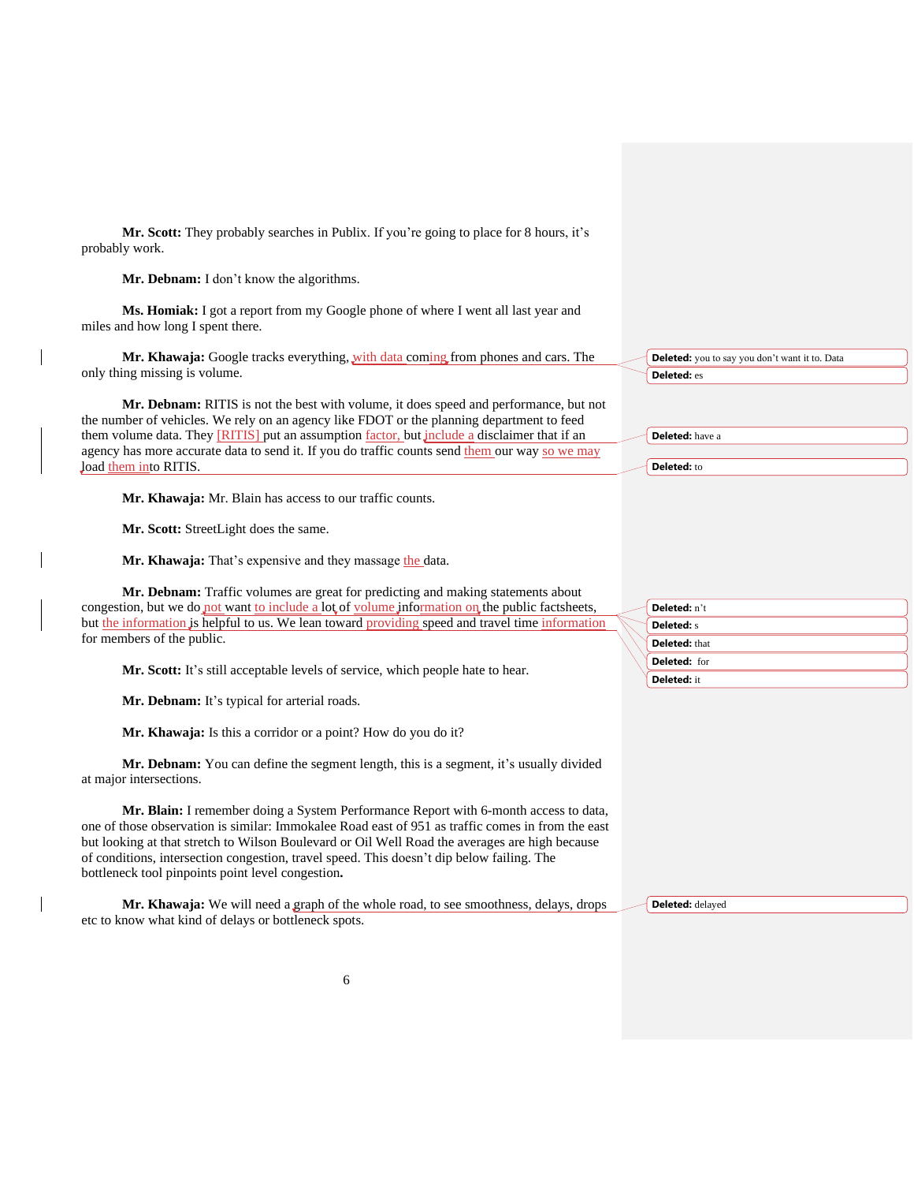**Mr. Scott:** They probably searches in Publix. If you're going to place for 8 hours, it's probably work.

**Mr. Debnam:** I don't know the algorithms.

**Ms. Homiak:** I got a report from my Google phone of where I went all last year and miles and how long I spent there.

**Mr. Khawaja:** Google tracks everything, with data coming from phones and cars. The only thing missing is volume.

**Mr. Debnam:** RITIS is not the best with volume, it does speed and performance, but not the number of vehicles. We rely on an agency like FDOT or the planning department to feed them volume data. They [RITIS] put an assumption factor, but include a disclaimer that if an agency has more accurate data to send it. If you do traffic counts send them our way so we may load them into RITIS.

**Mr. Khawaja:** Mr. Blain has access to our traffic counts.

**Mr. Scott:** StreetLight does the same.

**Mr. Khawaja:** That's expensive and they massage the data.

**Mr. Debnam:** Traffic volumes are great for predicting and making statements about congestion, but we do not want to include a lot of volume information on the public factsheets, but the information is helpful to us. We lean toward providing speed and travel time information for members of the public.

**Mr. Scott:** It's still acceptable levels of service, which people hate to hear.

**Mr. Debnam:** It's typical for arterial roads.

**Mr. Khawaja:** Is this a corridor or a point? How do you do it?

**Mr. Debnam:** You can define the segment length, this is a segment, it's usually divided at major intersections.

**Mr. Blain:** I remember doing a System Performance Report with 6-month access to data, one of those observation is similar: Immokalee Road east of 951 as traffic comes in from the east but looking at that stretch to Wilson Boulevard or Oil Well Road the averages are high because of conditions, intersection congestion, travel speed. This doesn't dip below failing. The bottleneck tool pinpoints point level congestion**.**

**Mr. Khawaja:** We will need a graph of the whole road, to see smoothness, delays, drops etc to know what kind of delays or bottleneck spots.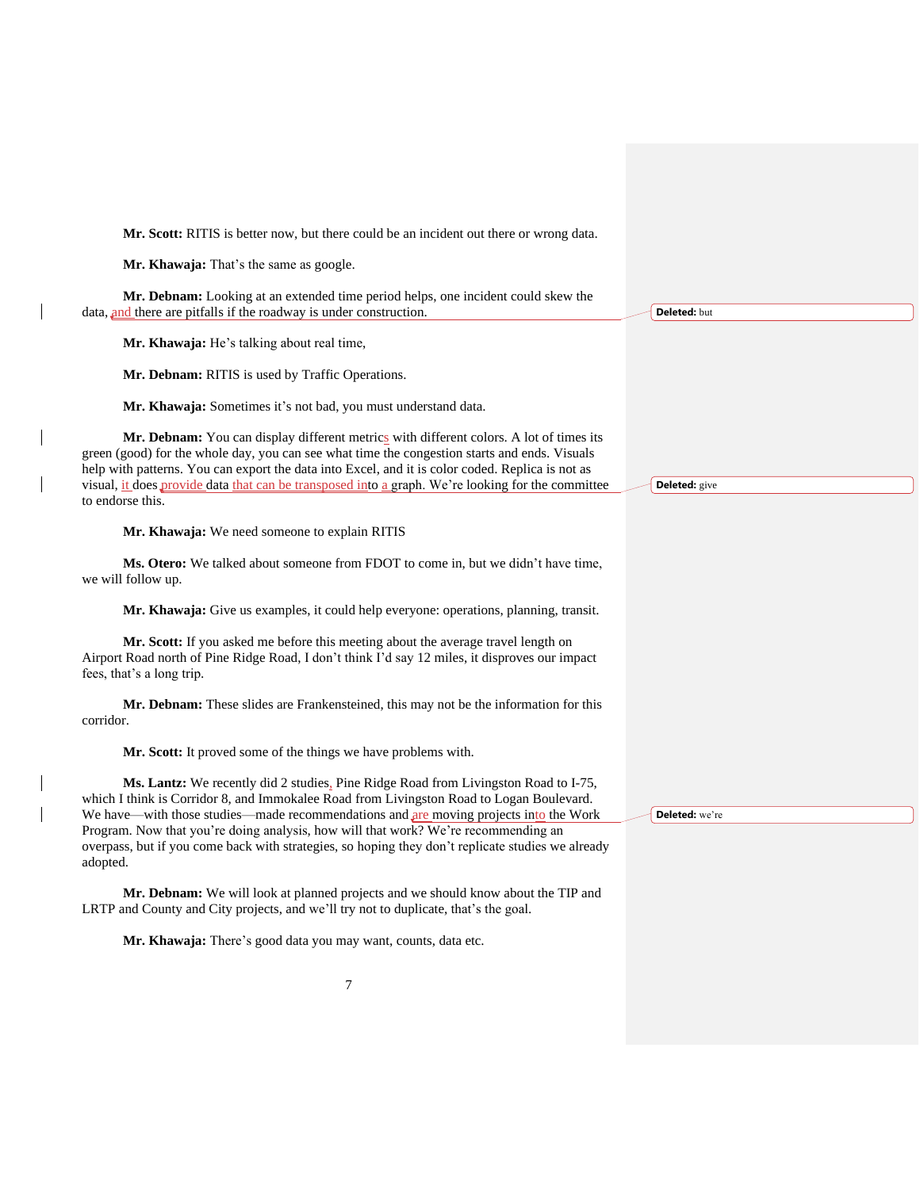**Mr. Scott:** RITIS is better now, but there could be an incident out there or wrong data.

**Mr. Khawaja:** That's the same as google.

**Mr. Debnam:** Looking at an extended time period helps, one incident could skew the data, and there are pitfalls if the roadway is under construction.

**Mr. Khawaja:** He's talking about real time,

**Mr. Debnam:** RITIS is used by Traffic Operations.

**Mr. Khawaja:** Sometimes it's not bad, you must understand data.

**Mr. Debnam:** You can display different metrics with different colors. A lot of times its green (good) for the whole day, you can see what time the congestion starts and ends. Visuals help with patterns. You can export the data into Excel, and it is color coded. Replica is not as visual, it does provide data that can be transposed into a graph. We're looking for the committee to endorse this.

**Mr. Khawaja:** We need someone to explain RITIS

**Ms. Otero:** We talked about someone from FDOT to come in, but we didn't have time, we will follow up.

**Mr. Khawaja:** Give us examples, it could help everyone: operations, planning, transit.

**Mr. Scott:** If you asked me before this meeting about the average travel length on Airport Road north of Pine Ridge Road, I don't think I'd say 12 miles, it disproves our impact fees, that's a long trip.

**Mr. Debnam:** These slides are Frankensteined, this may not be the information for this corridor.

**Mr. Scott:** It proved some of the things we have problems with.

**Ms. Lantz:** We recently did 2 studies, Pine Ridge Road from Livingston Road to I-75, which I think is Corridor 8, and Immokalee Road from Livingston Road to Logan Boulevard. We have—with those studies—made recommendations and are moving projects into the Work Program. Now that you're doing analysis, how will that work? We're recommending an overpass, but if you come back with strategies, so hoping they don't replicate studies we already adopted.

**Mr. Debnam:** We will look at planned projects and we should know about the TIP and LRTP and County and City projects, and we'll try not to duplicate, that's the goal.

**Mr. Khawaja:** There's good data you may want, counts, data etc.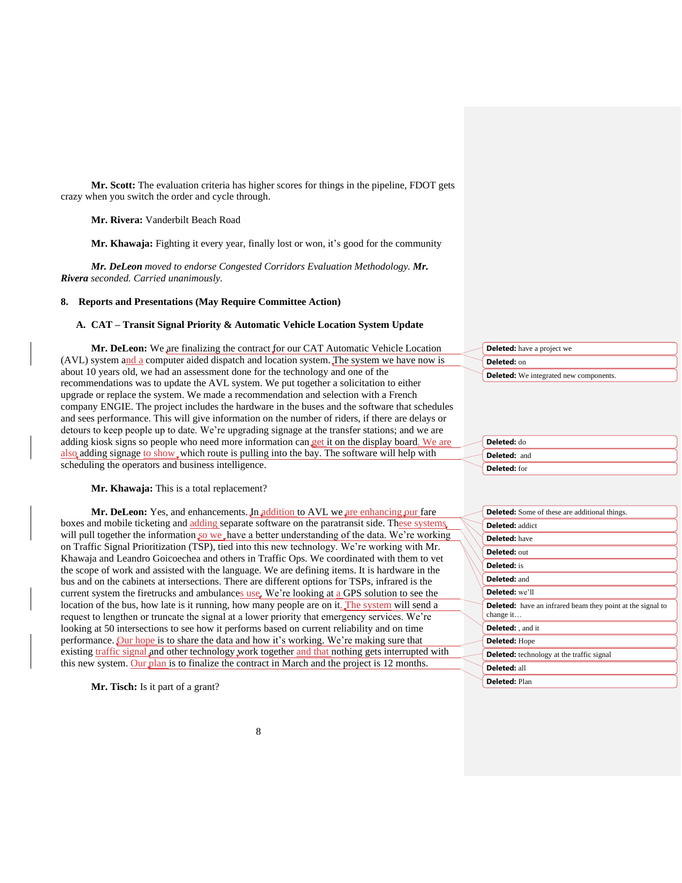**Mr. Scott:** The evaluation criteria has higher scores for things in the pipeline, FDOT gets crazy when you switch the order and cycle through.

**Mr. Rivera:** Vanderbilt Beach Road

**Mr. Khawaja:** Fighting it every year, finally lost or won, it's good for the community

***Mr. DeLeon** moved to endorse Congested Corridors Evaluation Methodology. **Mr. Rivera** seconded. Carried unanimously.*

## 8. Reports and Presentations (May Require Committee Action)

### A. CAT – Transit Signal Priority & Automatic Vehicle Location System Update

**Mr. DeLeon:** We are finalizing the contract for our CAT Automatic Vehicle Location (AVL) system and a computer aided dispatch and location system. The system we have now is about 10 years old, we had an assessment done for the technology and one of the recommendations was to update the AVL system. We put together a solicitation to either upgrade or replace the system. We made a recommendation and selection with a French company ENGIE. The project includes the hardware in the buses and the software that schedules and sees performance. This will give information on the number of riders, if there are delays or detours to keep people up to date. We're upgrading signage at the transfer stations; and we are adding kiosk signs so people who need more information can get it on the display board. We are also adding signage to show which route is pulling into the bay. The software will help with scheduling the operators and business intelligence.

**Mr. Khawaja:** This is a total replacement?

**Mr. DeLeon:** Yes, and enhancements. In addition to AVL we are enhancing our fare boxes and mobile ticketing and adding separate software on the paratransit side. These systems will pull together the information so we have a better understanding of the data. We're working on Traffic Signal Prioritization (TSP), tied into this new technology. We're working with Mr. Khawaja and Leandro Goicoechea and others in Traffic Ops. We coordinated with them to vet the scope of work and assisted with the language. We are defining items. It is hardware in the bus and on the cabinets at intersections. There are different options for TSPs, infrared is the current system the firetrucks and ambulances use. We're looking at a GPS solution to see the location of the bus, how late is it running, how many people are on it. The system will send a request to lengthen or truncate the signal at a lower priority that emergency services. We're looking at 50 intersections to see how it performs based on current reliability and on time performance. Our hope is to share the data and how it's working. We're making sure that existing traffic signal and other technology work together and that nothing gets interrupted with this new system. Our plan is to finalize the contract in March and the project is 12 months.

**Mr. Tisch:** Is it part of a grant?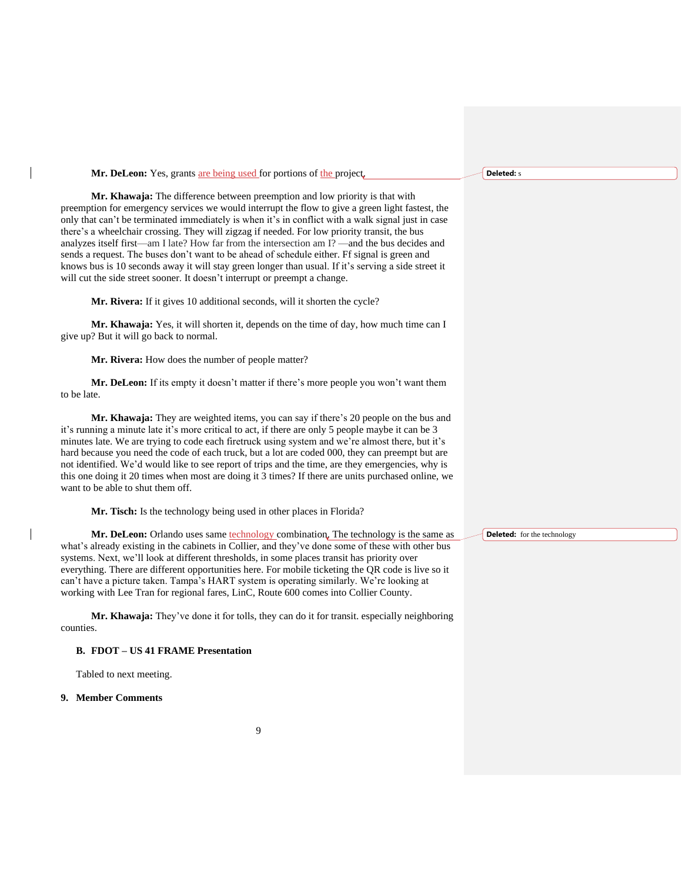**Mr. DeLeon:** Yes, grants are being used for portions of the project.

**Mr. Khawaja:** The difference between preemption and low priority is that with preemption for emergency services we would interrupt the flow to give a green light fastest, the only that can't be terminated immediately is when it's in conflict with a walk signal just in case there's a wheelchair crossing. They will zigzag if needed. For low priority transit, the bus analyzes itself first—am I late? How far from the intersection am I? —and the bus decides and sends a request. The buses don't want to be ahead of schedule either. Ff signal is green and knows bus is 10 seconds away it will stay green longer than usual. If it's serving a side street it will cut the side street sooner. It doesn't interrupt or preempt a change.

**Mr. Rivera:** If it gives 10 additional seconds, will it shorten the cycle?

**Mr. Khawaja:** Yes, it will shorten it, depends on the time of day, how much time can I give up? But it will go back to normal.

**Mr. Rivera:** How does the number of people matter?

**Mr. DeLeon:** If its empty it doesn't matter if there's more people you won't want them to be late.

**Mr. Khawaja:** They are weighted items, you can say if there's 20 people on the bus and it's running a minute late it's more critical to act, if there are only 5 people maybe it can be 3 minutes late. We are trying to code each firetruck using system and we're almost there, but it's hard because you need the code of each truck, but a lot are coded 000, they can preempt but are not identified. We'd would like to see report of trips and the time, are they emergencies, why is this one doing it 20 times when most are doing it 3 times? If there are units purchased online, we want to be able to shut them off.

**Mr. Tisch:** Is the technology being used in other places in Florida?

**Mr. DeLeon:** Orlando uses same technology combination. The technology is the same as what's already existing in the cabinets in Collier, and they've done some of these with other bus systems. Next, we'll look at different thresholds, in some places transit has priority over everything. There are different opportunities here. For mobile ticketing the QR code is live so it can't have a picture taken. Tampa's HART system is operating similarly. We're looking at working with Lee Tran for regional fares, LinC, Route 600 comes into Collier County.

**Mr. Khawaja:** They've done it for tolls, they can do it for transit. especially neighboring counties.

**B. FDOT – US 41 FRAME Presentation**

Tabled to next meeting.

**9. Member Comments**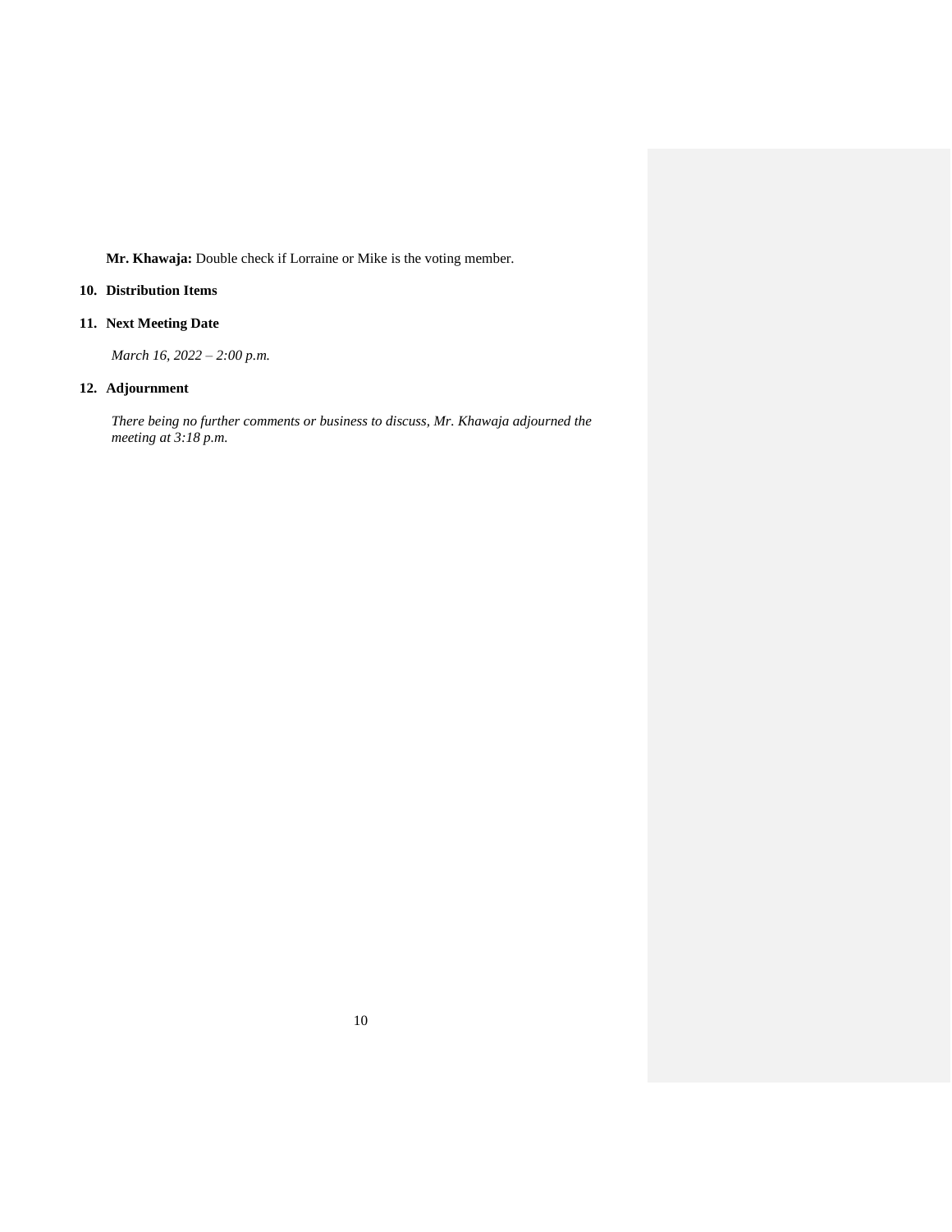**Mr. Khawaja:** Double check if Lorraine or Mike is the voting member.

## 10. Distribution Items

## 11. Next Meeting Date

*March 16, 2022 – 2:00 p.m.*

## 12. Adjournment

*There being no further comments or business to discuss, Mr. Khawaja adjourned the meeting at 3:18 p.m.*